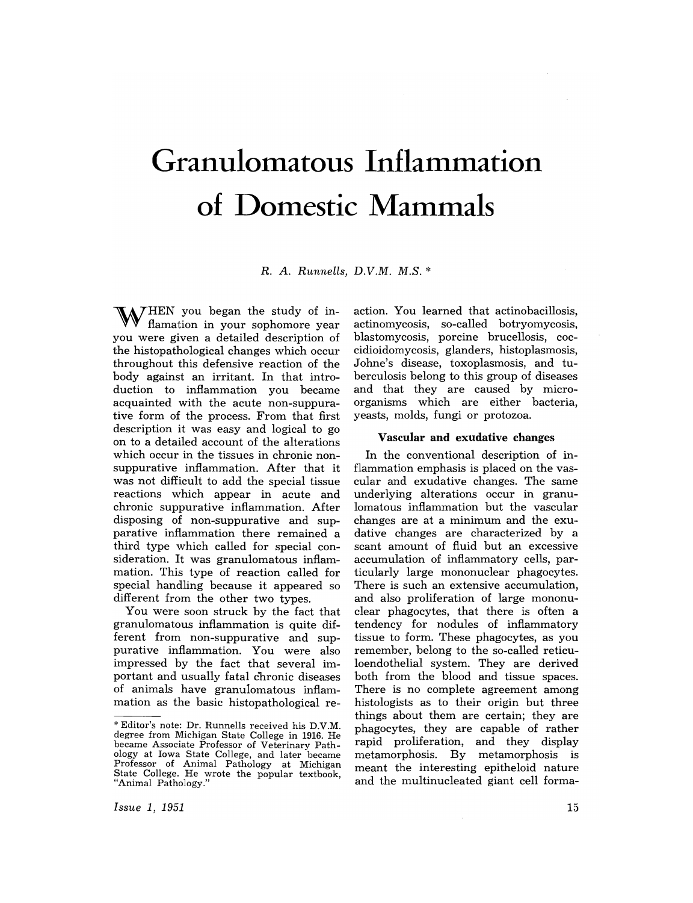# Granulomatous Inflammation of Domestic Mammals

R. A. Runnells, D.V.M. M.S. *

WHEN you began the study of inflammation in your sophomore year you were given a detailed description of the histopathological changes which occur throughout this defensive reaction of the body against an irritant. In that introduction to inflammation you became acquainted with the acute non-suppurative form of the process. From that first description it was easy and logical to go on to a detailed account of the alterations which occur in the tissues in chronic non-suppurative inflammation. After that it was not difficult to add the special tissue reactions which appear in acute and chronic suppurative inflammation. After disposing of non-suppurative and suppurative inflammation there remained a third type which called for special consideration. It was granulomatous inflammation. This type of reaction called for special handling because it appeared so different from the other two types.

You were soon struck by the fact that granulomatous inflammation is quite different from non-suppurative and suppurative inflammation. You were also impressed by the fact that several important and usually fatal chronic diseases of animals have granulomatous inflammation as the basic histopathological reaction. You learned that actinobacillosis, actinomycosis, so-called botryomycosis, blastomycosis, porcine brucellosis, coccidioidomycosis, glanders, histoplasmosis, Johne's disease, toxoplasmosis, and tuberculosis belong to this group of diseases and that they are caused by microorganisms which are either bacteria, yeasts, molds, fungi or protozoa.

### Vascular and exudative changes

In the conventional description of inflammation emphasis is placed on the vascular and exudative changes. The same underlying alterations occur in granulomatous inflammation but the vascular changes are at a minimum and the exudative changes are characterized by a scant amount of fluid but an excessive accumulation of inflammatory cells, particularly large mononuclear phagocytes. There is such an extensive accumulation, and also proliferation of large mononuclear phagocytes, that there is often a tendency for nodules of inflammatory tissue to form. These phagocytes, as you remember, belong to the so-called reticuloendothelial system. They are derived both from the blood and tissue spaces. There is no complete agreement among histologists as to their origin but three things about them are certain; they are phagocytes, they are capable of rather rapid proliferation, and they display metamorphosis. By metamorphosis is meant the interesting epitheloid nature and the multinucleated giant cell forma-

* Editor's note: Dr. Runnells received his D.V.M. degree from Michigan State College in 1916. He became Associate Professor of Veterinary Pathology at Iowa State College, and later became Professor of Animal Pathology at Michigan State College. He wrote the popular textbook, "Animal Pathology."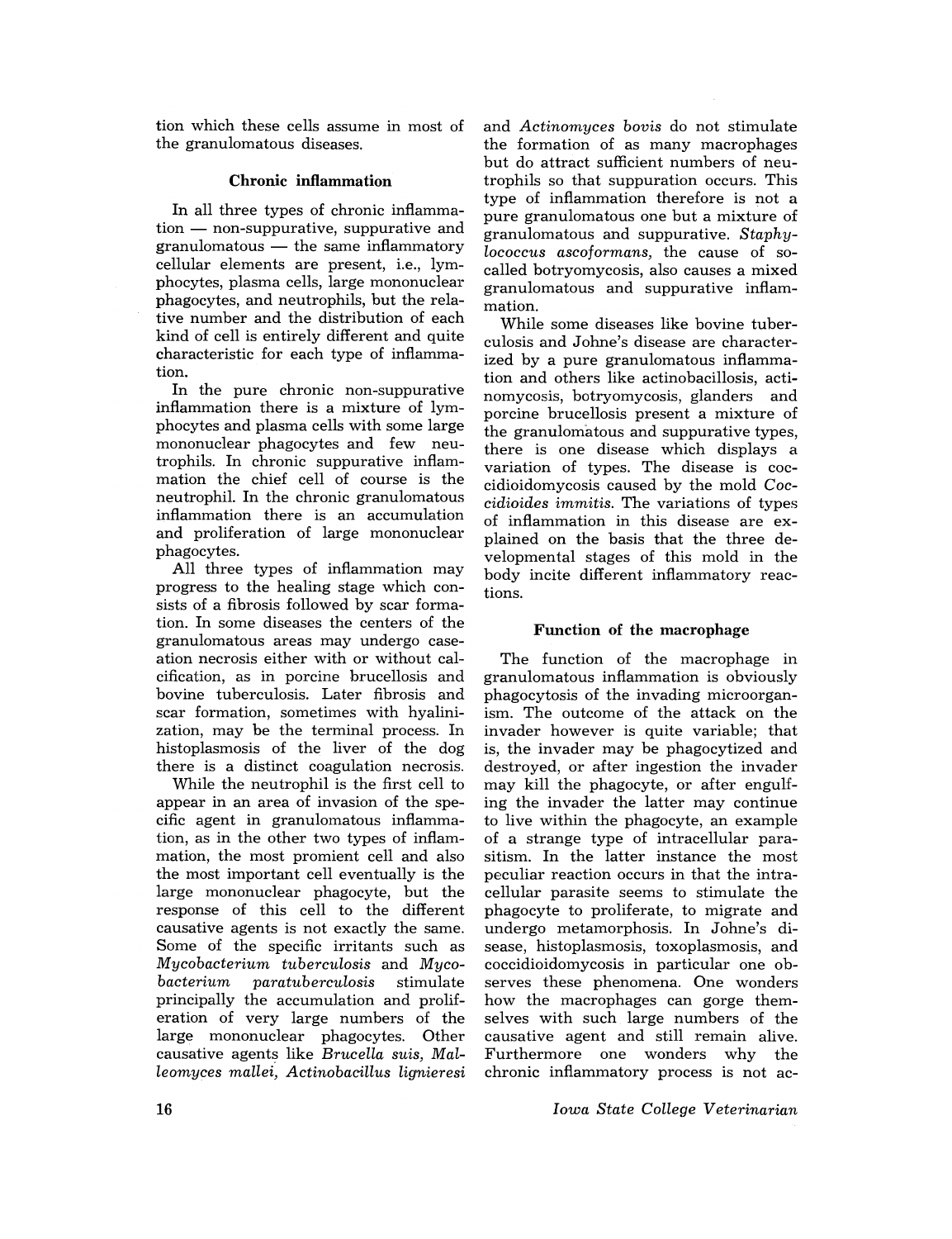tion which these cells assume in most of the granulomatous diseases.

## Chronic inflammation

In all three types of chronic inflammation — non-suppurative, suppurative and granulomatous — the same inflammatory cellular elements are present, i.e., lymphocytes, plasma cells, large mononuclear phagocytes, and neutrophils, but the relative number and the distribution of each kind of cell is entirely different and quite characteristic for each type of inflammation.

In the pure chronic non-suppurative inflammation there is a mixture of lymphocytes and plasma cells with some large mononuclear phagocytes and few neutrophils. In chronic suppurative inflammation the chief cell of course is the neutrophil. In the chronic granulomatous inflammation there is an accumulation and proliferation of large mononuclear phagocytes.

All three types of inflammation may progress to the healing stage which consists of a fibrosis followed by scar formation. In some diseases the centers of the granulomatous areas may undergo caseation necrosis either with or without calcification, as in porcine brucellosis and bovine tuberculosis. Later fibrosis and scar formation, sometimes with hyalinization, may be the terminal process. In histoplasmosis of the liver of the dog there is a distinct coagulation necrosis.

While the neutrophil is the first cell to appear in an area of invasion of the specific agent in granulomatous inflammation, as in the other two types of inflammation, the most promient cell and also the most important cell eventually is the large mononuclear phagocyte, but the response of this cell to the different causative agents is not exactly the same. Some of the specific irritants such as *Mycobacterium tuberculosis* and *Mycobacterium paratuberculosis* stimulate principally the accumulation and proliferation of very large numbers of the large mononuclear phagocytes. Other causative agents like *Brucella suis, Malleomyces mallei, Actinobacillus lignieresi* and *Actinomyces bovis* do not stimulate the formation of as many macrophages but do attract sufficient numbers of neutrophils so that suppuration occurs. This type of inflammation therefore is not a pure granulomatous one but a mixture of granulomatous and suppurative. *Staphylococcus ascoformans,* the cause of so-called botryomycosis, also causes a mixed granulomatous and suppurative inflammation.

While some diseases like bovine tuberculosis and Johne's disease are characterized by a pure granulomatous inflammation and others like actinobacillosis, actinomycosis, botryomycosis, glanders and porcine brucellosis present a mixture of the granulomatous and suppurative types, there is one disease which displays a variation of types. The disease is coccidioidomycosis caused by the mold *Coccidioides immitis.* The variations of types of inflammation in this disease are explained on the basis that the three developmental stages of this mold in the body incite different inflammatory reactions.

## Function of the macrophage

The function of the macrophage in granulomatous inflammation is obviously phagocytosis of the invading microorganism. The outcome of the attack on the invader however is quite variable; that is, the invader may be phagocytized and destroyed, or after ingestion the invader may kill the phagocyte, or after engulfing the invader the latter may continue to live within the phagocyte, an example of a strange type of intracellular parasitism. In the latter instance the most peculiar reaction occurs in that the intracellular parasite seems to stimulate the phagocyte to proliferate, to migrate and undergo metamorphosis. In Johne's disease, histoplasmosis, toxoplasmosis, and coccidioidomycosis in particular one observes these phenomena. One wonders how the macrophages can gorge themselves with such large numbers of the causative agent and still remain alive. Furthermore one wonders why the chronic inflammatory process is not ac-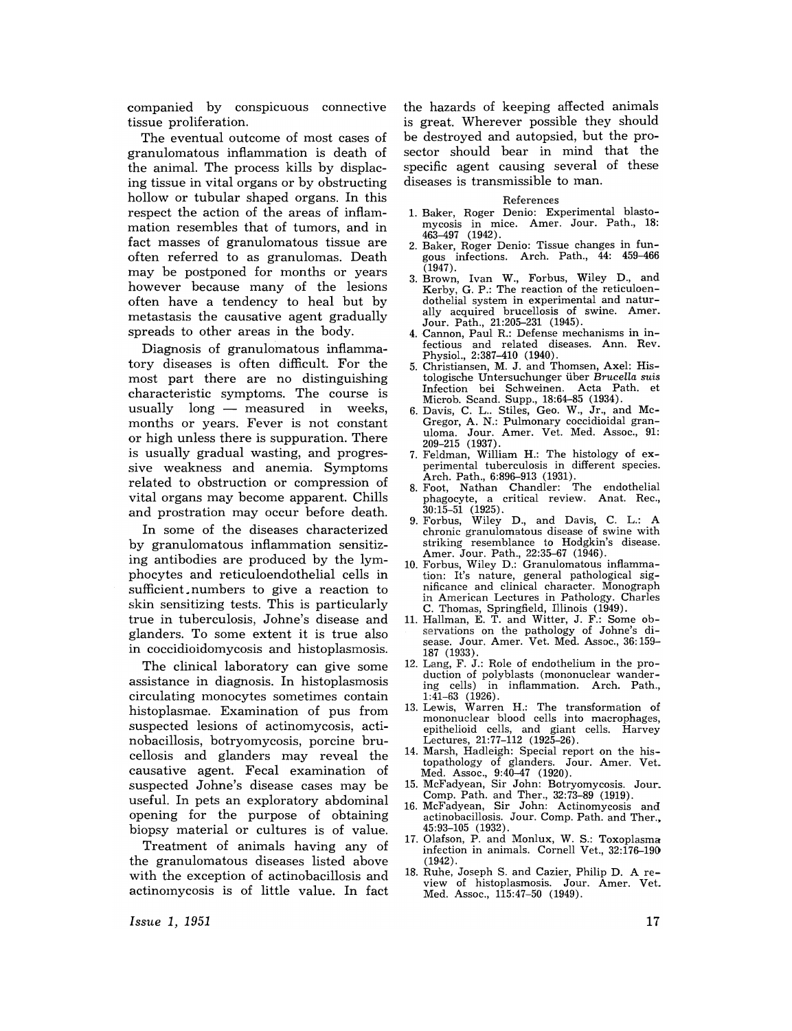companied by conspicuous connective tissue proliferation.

The eventual outcome of most cases of granulomatous inflammation is death of the animal. The process kills by displacing tissue in vital organs or by obstructing hollow or tubular shaped organs. In this respect the action of the areas of inflammation resembles that of tumors, and in fact masses of granulomatous tissue are often referred to as granulomas. Death may be postponed for months or years however because many of the lesions often have a tendency to heal but by metastasis the causative agent gradually spreads to other areas in the body.

Diagnosis of granulomatous inflammatory diseases is often difficult. For the most part there are no distinguishing characteristic symptoms. The course is usually long — measured in weeks, months or years. Fever is not constant or high unless there is suppuration. There is usually gradual wasting, and progressive weakness and anemia. Symptoms related to obstruction or compression of vital organs may become apparent. Chills and prostration may occur before death.

In some of the diseases characterized by granulomatous inflammation sensitizing antibodies are produced by the lymphocytes and reticuloendothelial cells in sufficient numbers to give a reaction to skin sensitizing tests. This is particularly true in tuberculosis, Johne's disease and glanders. To some extent it is true also in coccidioidomycosis and histoplasmosis.

The clinical laboratory can give some assistance in diagnosis. In histoplasmosis circulating monocytes sometimes contain histoplasmae. Examination of pus from suspected lesions of actinomycosis, actinobacillosis, botryomycosis, porcine brucellosis and glanders may reveal the causative agent. Fecal examination of suspected Johne's disease cases may be useful. In pets an exploratory abdominal opening for the purpose of obtaining biopsy material or cultures is of value.

Treatment of animals having any of the granulomatous diseases listed above with the exception of actinobacillosis and actinomycosis is of little value. In fact the hazards of keeping affected animals is great. Wherever possible they should be destroyed and autopsied, but the prosector should bear in mind that the specific agent causing several of these diseases is transmissible to man.

## References

1. Baker, Roger Denio: Experimental blastomycosis in mice. Amer. Jour. Path., 18: 463–497 (1942).
2. Baker, Roger Denio: Tissue changes in fungous infections. Arch. Path., 44: 459–466 (1947).
3. Brown, Ivan W., Forbus, Wiley D., and Kerby, G. P.: The reaction of the reticuloendothelial system in experimental and naturally acquired brucellosis of swine. Amer. Jour. Path., 21:205–231 (1945).
4. Cannon, Paul R.: Defense mechanisms in infectious and related diseases. Ann. Rev. Physiol., 2:387–410 (1940).
5. Christiansen, M. J. and Thomsen, Axel: Histologische Untersuchunger über *Brucella suis* Infection bei Schweinen. Acta Path. et Microb. Scand. Supp., 18:64–85 (1934).
6. Davis, C. L.. Stiles, Geo. W., Jr., and McGregor, A. N.: Pulmonary coccidioidal granuloma. Jour. Amer. Vet. Med. Assoc., 91: 209–215 (1937).
7. Feldman, William H.: The histology of experimental tuberculosis in different species. Arch. Path., 6:896–913 (1931).
8. Foot, Nathan Chandler: The endothelial phagocyte, a critical review. Anat. Rec., 30:15–51 (1925).
9. Forbus, Wiley D., and Davis, C. L.: A chronic granulomatous disease of swine with striking resemblance to Hodgkin's disease. Amer. Jour. Path., 22:35–67 (1946).
10. Forbus, Wiley D.: Granulomatous inflammation: It's nature, general pathological significance and clinical character. Monograph in American Lectures in Pathology. Charles C. Thomas, Springfield, Illinois (1949).
11. Hallman, E. T. and Witter, J. F.: Some observations on the pathology of Johne's disease. Jour. Amer. Vet. Med. Assoc., 36:159–187 (1933).
12. Lang, F. J.: Role of endothelium in the production of polyblasts (mononuclear wandering cells) in inflammation. Arch. Path., 1:41–63 (1926).
13. Lewis, Warren H.: The transformation of mononuclear blood cells into macrophages, epithelioid cells, and giant cells. Harvey Lectures, 21:77–112 (1925–26).
14. Marsh, Hadleigh: Special report on the histopathology of glanders. Jour. Amer. Vet. Med. Assoc., 9:40–47 (1920).
15. McFadyean, Sir John: Botryomycosis. Jour. Comp. Path. and Ther., 32:73–89 (1919).
16. McFadyean, Sir John: Actinomycosis and actinobacillosis. Jour. Comp. Path. and Ther., 45:93–105 (1932).
17. Olafson, P. and Monlux, W. S.: Toxoplasma infection in animals. Cornell Vet., 32:176–190 (1942).
18. Ruhe, Joseph S. and Cazier, Philip D. A review of histoplasmosis. Jour. Amer. Vet. Med. Assoc., 115:47–50 (1949).